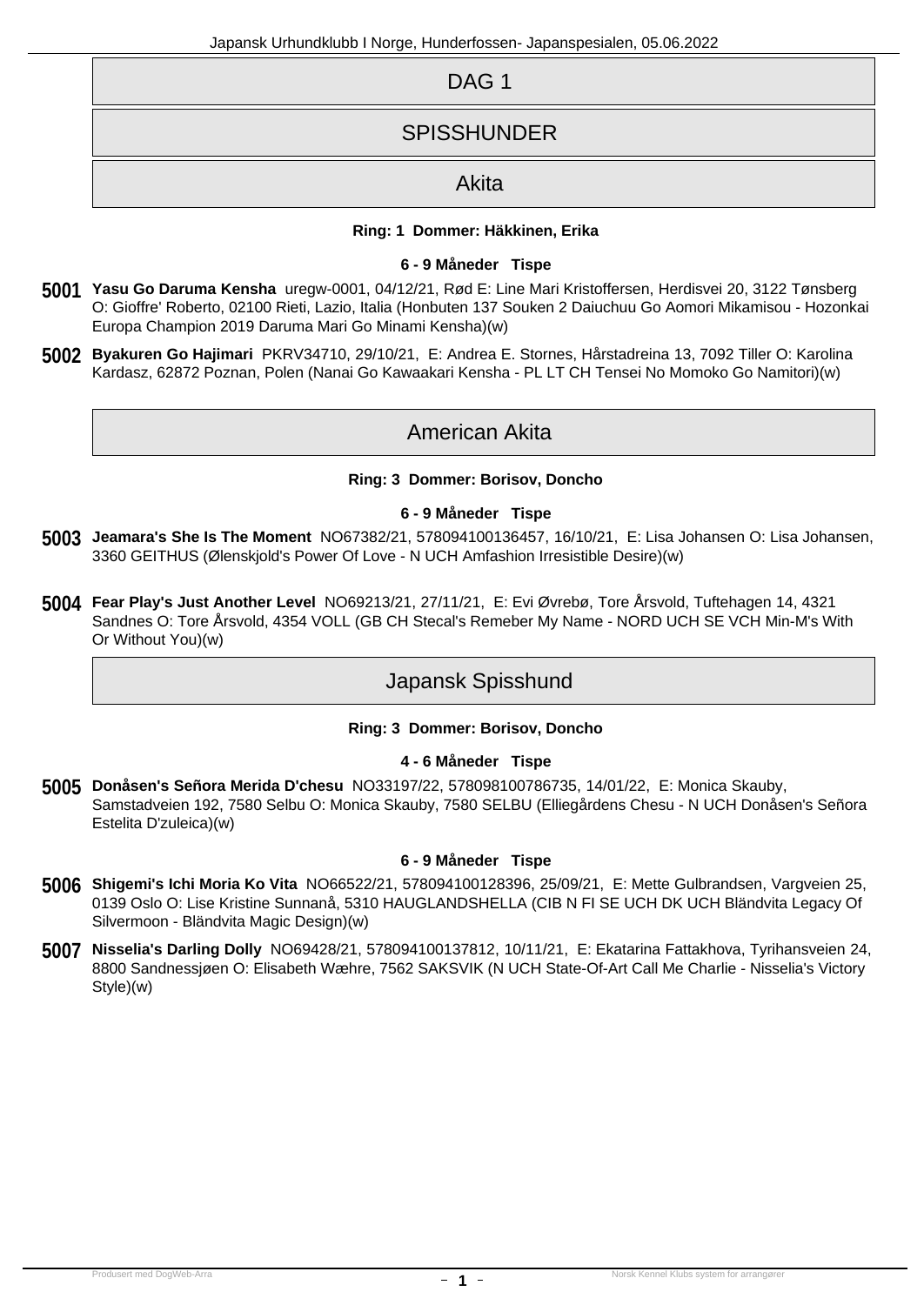# DAG 1

## SPISSHUNDER

### Akita

**Ring: 1 Dommer: Häkkinen, Erika**

**6 - 9 Måneder Tispe**

**5001** **Yasu Go Daruma Kensha** uregw-0001, 04/12/21, Rød E: Line Mari Kristoffersen, Herdisvei 20, 3122 Tønsberg O: Gioffre' Roberto, 02100 Rieti, Lazio, Italia (Honbuten 137 Souken 2 Daiuchuu Go Aomori Mikamisou - Hozonkai Europa Champion 2019 Daruma Mari Go Minami Kensha)(w)

**5002** **Byakuren Go Hajimari** PKRV34710, 29/10/21, E: Andrea E. Stornes, Hårstadreina 13, 7092 Tiller O: Karolina Kardasz, 62872 Poznan, Polen (Nanai Go Kawaakari Kensha - PL LT CH Tensei No Momoko Go Namitori)(w)

### American Akita

**Ring: 3 Dommer: Borisov, Doncho**

**6 - 9 Måneder Tispe**

**5003** **Jeamara's She Is The Moment** NO67382/21, 578094100136457, 16/10/21, E: Lisa Johansen O: Lisa Johansen, 3360 GEITHUS (Ølenskjold's Power Of Love - N UCH Amfashion Irresistible Desire)(w)

**5004** **Fear Play's Just Another Level** NO69213/21, 27/11/21, E: Evi Øvrebø, Tore Årsvold, Tuftehagen 14, 4321 Sandnes O: Tore Årsvold, 4354 VOLL (GB CH Stecal's Remeber My Name - NORD UCH SE VCH Min-M's With Or Without You)(w)

### Japansk Spisshund

**Ring: 3 Dommer: Borisov, Doncho**

**4 - 6 Måneder Tispe**

**5005** **Donåsen's Señora Merida D'chesu** NO33197/22, 578098100786735, 14/01/22, E: Monica Skauby, Samstadveien 192, 7580 Selbu O: Monica Skauby, 7580 SELBU (Elliegårdens Chesu - N UCH Donåsen's Señora Estelita D'zuleica)(w)

**6 - 9 Måneder Tispe**

**5006** **Shigemi's Ichi Moria Ko Vita** NO66522/21, 578094100128396, 25/09/21, E: Mette Gulbrandsen, Vargveien 25, 0139 Oslo O: Lise Kristine Sunnanå, 5310 HAUGLANDSHELLA (CIB N FI SE UCH DK UCH Bländvita Legacy Of Silvermoon - Bländvita Magic Design)(w)

**5007** **Nisselia's Darling Dolly** NO69428/21, 578094100137812, 10/11/21, E: Ekatarina Fattakhova, Tyrihansveien 24, 8800 Sandnessjøen O: Elisabeth Wæhre, 7562 SAKSVIK (N UCH State-Of-Art Call Me Charlie - Nisselia's Victory Style)(w)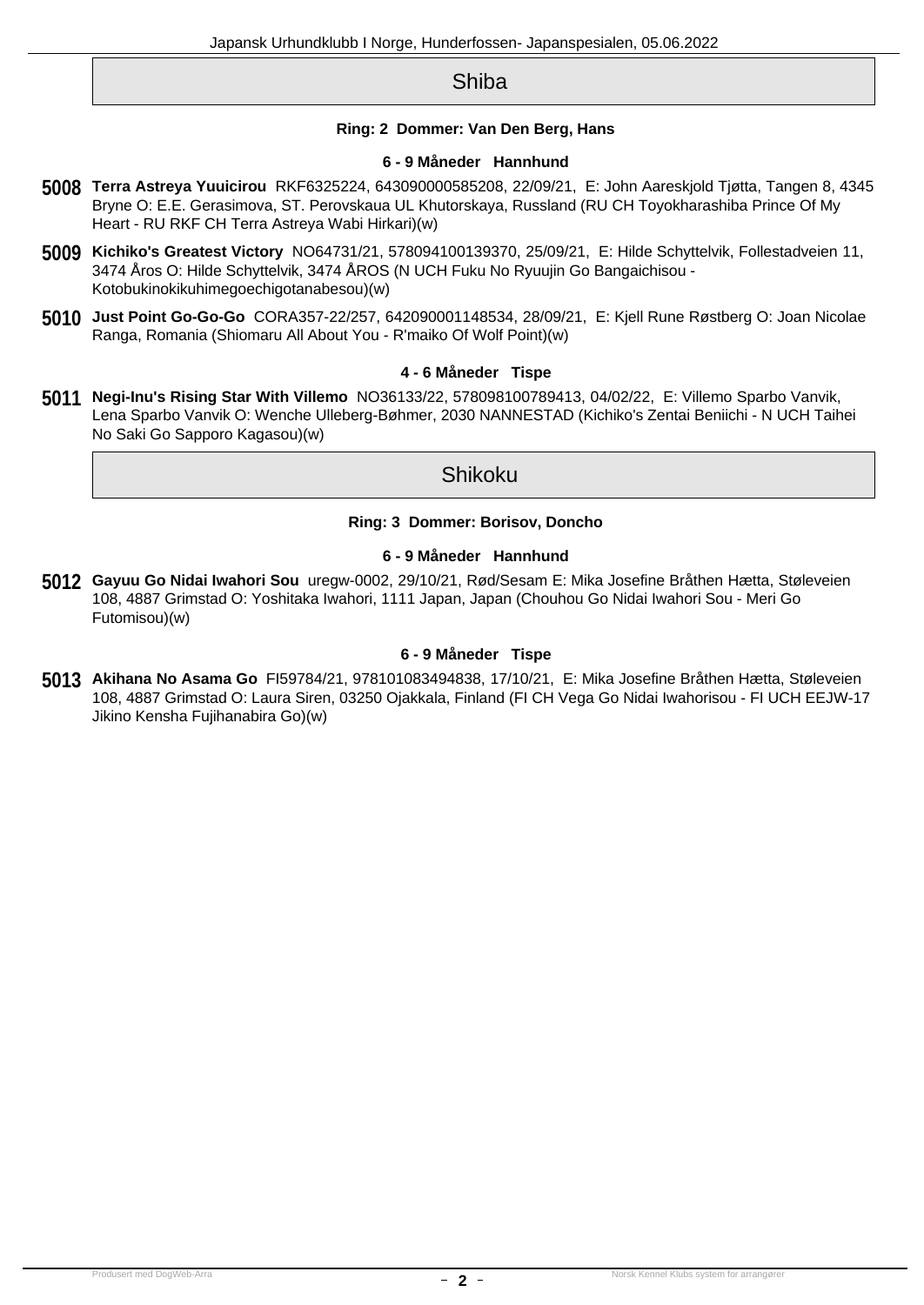## Shiba

**Ring: 2 Dommer: Van Den Berg, Hans**

**6 - 9 Måneder Hannhund**

**5008** **Terra Astreya Yuuicirou** RKF6325224, 643090000585208, 22/09/21, E: John Aareskjold Tjøtta, Tangen 8, 4345 Bryne O: E.E. Gerasimova, ST. Perovskaua UL Khutorskaya, Russland (RU CH Toyokharashiba Prince Of My Heart - RU RKF CH Terra Astreya Wabi Hirkari)(w)

**5009** **Kichiko's Greatest Victory** NO64731/21, 578094100139370, 25/09/21, E: Hilde Schyttelvik, Follestadveien 11, 3474 Åros O: Hilde Schyttelvik, 3474 ÅROS (N UCH Fuku No Ryuujin Go Bangaichisou - Kotobukinokikuhimegoechigotanabesou)(w)

**5010** **Just Point Go-Go-Go** CORA357-22/257, 642090001148534, 28/09/21, E: Kjell Rune Røstberg O: Joan Nicolae Ranga, Romania (Shiomaru All About You - R'maiko Of Wolf Point)(w)

**4 - 6 Måneder Tispe**

**5011** **Negi-Inu's Rising Star With Villemo** NO36133/22, 578098100789413, 04/02/22, E: Villemo Sparbo Vanvik, Lena Sparbo Vanvik O: Wenche Ulleberg-Bøhmer, 2030 NANNESTAD (Kichiko's Zentai Beniichi - N UCH Taihei No Saki Go Sapporo Kagasou)(w)

## Shikoku

**Ring: 3 Dommer: Borisov, Doncho**

**6 - 9 Måneder Hannhund**

**5012** **Gayuu Go Nidai Iwahori Sou** uregw-0002, 29/10/21, Rød/Sesam E: Mika Josefine Bråthen Hætta, Støleveien 108, 4887 Grimstad O: Yoshitaka Iwahori, 1111 Japan, Japan (Chouhou Go Nidai Iwahori Sou - Meri Go Futomisou)(w)

**6 - 9 Måneder Tispe**

**5013** **Akihana No Asama Go** FI59784/21, 978101083494838, 17/10/21, E: Mika Josefine Bråthen Hætta, Støleveien 108, 4887 Grimstad O: Laura Siren, 03250 Ojakkala, Finland (FI CH Vega Go Nidai Iwahorisou - FI UCH EEJW-17 Jikino Kensha Fujihanabira Go)(w)